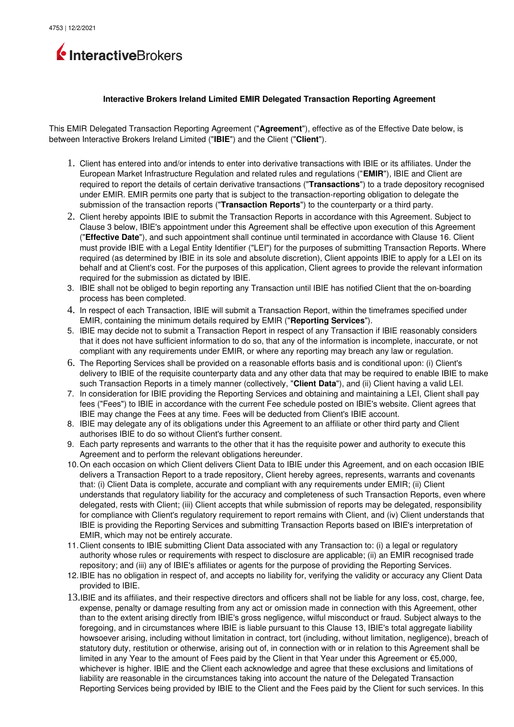# Interactive Brokers Ireland Limited EMIR Delegated Transaction Reporting Agreement

This EMIR Delegated Transaction Reporting Agreement ("**Agreement**"), effective as of the Effective Date below, is between Interactive Brokers Ireland Limited ("**IBIE**") and the Client ("**Client**").

1. Client has entered into and/or intends to enter into derivative transactions with IBIE or its affiliates. Under the European Market Infrastructure Regulation and related rules and regulations ("**EMIR**"), IBIE and Client are required to report the details of certain derivative transactions ("**Transactions**") to a trade depository recognised under EMIR. EMIR permits one party that is subject to the transaction-reporting obligation to delegate the submission of the transaction reports ("**Transaction Reports**") to the counterparty or a third party.
2. Client hereby appoints IBIE to submit the Transaction Reports in accordance with this Agreement. Subject to Clause 3 below, IBIE's appointment under this Agreement shall be effective upon execution of this Agreement ("**Effective Date**"), and such appointment shall continue until terminated in accordance with Clause 16. Client must provide IBIE with a Legal Entity Identifier ("LEI") for the purposes of submitting Transaction Reports. Where required (as determined by IBIE in its sole and absolute discretion), Client appoints IBIE to apply for a LEI on its behalf and at Client's cost. For the purposes of this application, Client agrees to provide the relevant information required for the submission as dictated by IBIE.
3. IBIE shall not be obliged to begin reporting any Transaction until IBIE has notified Client that the on-boarding process has been completed.
4. In respect of each Transaction, IBIE will submit a Transaction Report, within the timeframes specified under EMIR, containing the minimum details required by EMIR ("**Reporting Services**").
5. IBIE may decide not to submit a Transaction Report in respect of any Transaction if IBIE reasonably considers that it does not have sufficient information to do so, that any of the information is incomplete, inaccurate, or not compliant with any requirements under EMIR, or where any reporting may breach any law or regulation.
6. The Reporting Services shall be provided on a reasonable efforts basis and is conditional upon: (i) Client's delivery to IBIE of the requisite counterparty data and any other data that may be required to enable IBIE to make such Transaction Reports in a timely manner (collectively, "**Client Data**"), and (ii) Client having a valid LEI.
7. In consideration for IBIE providing the Reporting Services and obtaining and maintaining a LEI, Client shall pay fees ("Fees") to IBIE in accordance with the current Fee schedule posted on IBIE's website. Client agrees that IBIE may change the Fees at any time. Fees will be deducted from Client's IBIE account.
8. IBIE may delegate any of its obligations under this Agreement to an affiliate or other third party and Client authorises IBIE to do so without Client's further consent.
9. Each party represents and warrants to the other that it has the requisite power and authority to execute this Agreement and to perform the relevant obligations hereunder.
10. On each occasion on which Client delivers Client Data to IBIE under this Agreement, and on each occasion IBIE delivers a Transaction Report to a trade repository, Client hereby agrees, represents, warrants and covenants that: (i) Client Data is complete, accurate and compliant with any requirements under EMIR; (ii) Client understands that regulatory liability for the accuracy and completeness of such Transaction Reports, even where delegated, rests with Client; (iii) Client accepts that while submission of reports may be delegated, responsibility for compliance with Client's regulatory requirement to report remains with Client, and (iv) Client understands that IBIE is providing the Reporting Services and submitting Transaction Reports based on IBIE's interpretation of EMIR, which may not be entirely accurate.
11. Client consents to IBIE submitting Client Data associated with any Transaction to: (i) a legal or regulatory authority whose rules or requirements with respect to disclosure are applicable; (ii) an EMIR recognised trade repository; and (iii) any of IBIE's affiliates or agents for the purpose of providing the Reporting Services.
12. IBIE has no obligation in respect of, and accepts no liability for, verifying the validity or accuracy any Client Data provided to IBIE.
13. IBIE and its affiliates, and their respective directors and officers shall not be liable for any loss, cost, charge, fee, expense, penalty or damage resulting from any act or omission made in connection with this Agreement, other than to the extent arising directly from IBIE's gross negligence, wilful misconduct or fraud. Subject always to the foregoing, and in circumstances where IBIE is liable pursuant to this Clause 13, IBIE's total aggregate liability howsoever arising, including without limitation in contract, tort (including, without limitation, negligence), breach of statutory duty, restitution or otherwise, arising out of, in connection with or in relation to this Agreement shall be limited in any Year to the amount of Fees paid by the Client in that Year under this Agreement or €5,000, whichever is higher. IBIE and the Client each acknowledge and agree that these exclusions and limitations of liability are reasonable in the circumstances taking into account the nature of the Delegated Transaction Reporting Services being provided by IBIE to the Client and the Fees paid by the Client for such services. In this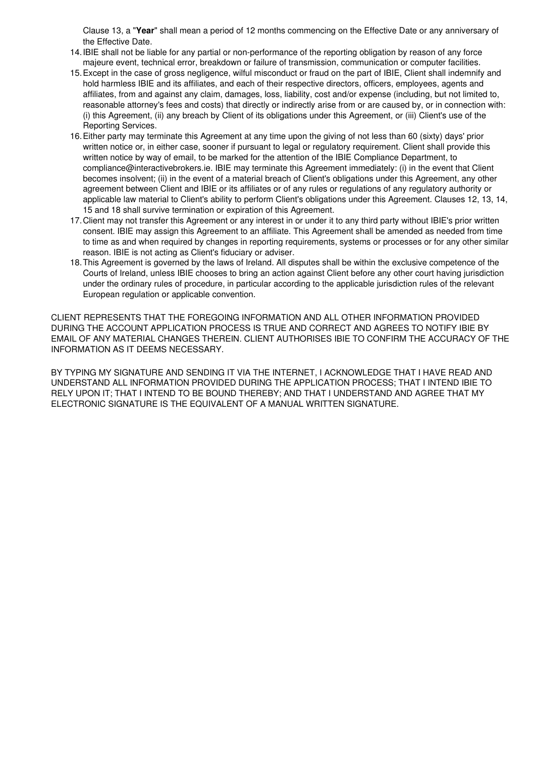Clause 13, a "**Year**" shall mean a period of 12 months commencing on the Effective Date or any anniversary of the Effective Date.

14. IBIE shall not be liable for any partial or non-performance of the reporting obligation by reason of any force majeure event, technical error, breakdown or failure of transmission, communication or computer facilities.
15. Except in the case of gross negligence, wilful misconduct or fraud on the part of IBIE, Client shall indemnify and hold harmless IBIE and its affiliates, and each of their respective directors, officers, employees, agents and affiliates, from and against any claim, damages, loss, liability, cost and/or expense (including, but not limited to, reasonable attorney's fees and costs) that directly or indirectly arise from or are caused by, or in connection with: (i) this Agreement, (ii) any breach by Client of its obligations under this Agreement, or (iii) Client's use of the Reporting Services.
16. Either party may terminate this Agreement at any time upon the giving of not less than 60 (sixty) days' prior written notice or, in either case, sooner if pursuant to legal or regulatory requirement. Client shall provide this written notice by way of email, to be marked for the attention of the IBIE Compliance Department, to compliance@interactivebrokers.ie. IBIE may terminate this Agreement immediately: (i) in the event that Client becomes insolvent; (ii) in the event of a material breach of Client's obligations under this Agreement, any other agreement between Client and IBIE or its affiliates or of any rules or regulations of any regulatory authority or applicable law material to Client's ability to perform Client's obligations under this Agreement. Clauses 12, 13, 14, 15 and 18 shall survive termination or expiration of this Agreement.
17. Client may not transfer this Agreement or any interest in or under it to any third party without IBIE's prior written consent. IBIE may assign this Agreement to an affiliate. This Agreement shall be amended as needed from time to time as and when required by changes in reporting requirements, systems or processes or for any other similar reason. IBIE is not acting as Client's fiduciary or adviser.
18. This Agreement is governed by the laws of Ireland. All disputes shall be within the exclusive competence of the Courts of Ireland, unless IBIE chooses to bring an action against Client before any other court having jurisdiction under the ordinary rules of procedure, in particular according to the applicable jurisdiction rules of the relevant European regulation or applicable convention.

CLIENT REPRESENTS THAT THE FOREGOING INFORMATION AND ALL OTHER INFORMATION PROVIDED DURING THE ACCOUNT APPLICATION PROCESS IS TRUE AND CORRECT AND AGREES TO NOTIFY IBIE BY EMAIL OF ANY MATERIAL CHANGES THEREIN. CLIENT AUTHORISES IBIE TO CONFIRM THE ACCURACY OF THE INFORMATION AS IT DEEMS NECESSARY.

BY TYPING MY SIGNATURE AND SENDING IT VIA THE INTERNET, I ACKNOWLEDGE THAT I HAVE READ AND UNDERSTAND ALL INFORMATION PROVIDED DURING THE APPLICATION PROCESS; THAT I INTEND IBIE TO RELY UPON IT; THAT I INTEND TO BE BOUND THEREBY; AND THAT I UNDERSTAND AND AGREE THAT MY ELECTRONIC SIGNATURE IS THE EQUIVALENT OF A MANUAL WRITTEN SIGNATURE.